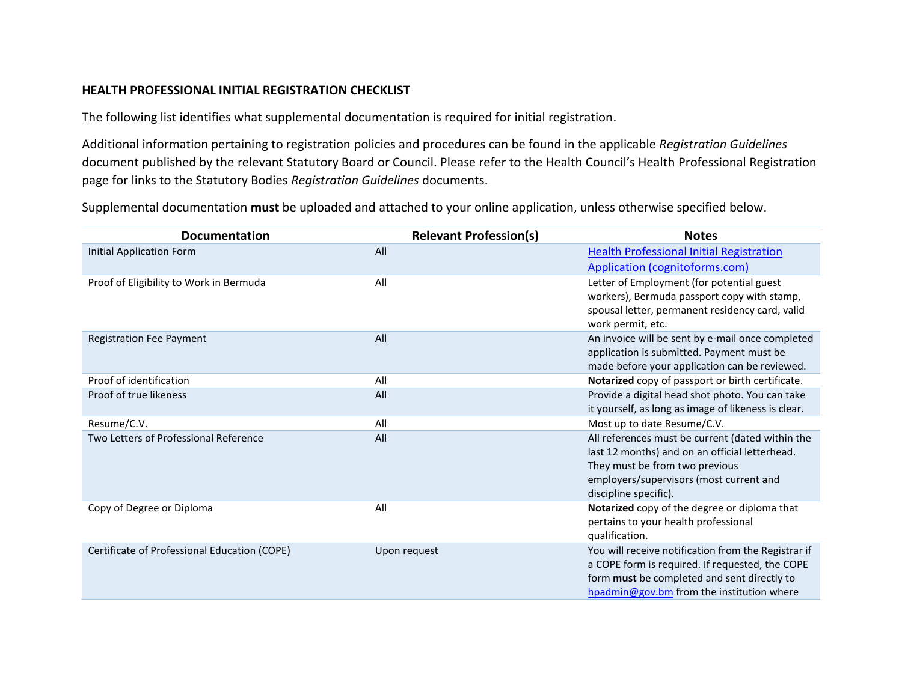**HEALTH PROFESSIONAL INITIAL REGISTRATION CHECKLIST**

The following list identifies what supplemental documentation is required for initial registration.

Additional information pertaining to registration policies and procedures can be found in the applicable *Registration Guidelines* document published by the relevant Statutory Board or Council. Please refer to the Health Council's Health Professional Registration page for links to the Statutory Bodies *Registration Guidelines* documents.

Supplemental documentation **must** be uploaded and attached to your online application, unless otherwise specified below.

| Documentation | Relevant Profession(s) | Notes |
|---|---|---|
| Initial Application Form | All | [Health Professional Initial Registration Application (cognitoforms.com)]() |
| Proof of Eligibility to Work in Bermuda | All | Letter of Employment (for potential guest workers), Bermuda passport copy with stamp, spousal letter, permanent residency card, valid work permit, etc. |
| Registration Fee Payment | All | An invoice will be sent by e-mail once completed application is submitted. Payment must be made before your application can be reviewed. |
| Proof of identification | All | **Notarized** copy of passport or birth certificate. |
| Proof of true likeness | All | Provide a digital head shot photo. You can take it yourself, as long as image of likeness is clear. |
| Resume/C.V. | All | Most up to date Resume/C.V. |
| Two Letters of Professional Reference | All | All references must be current (dated within the last 12 months) and on an official letterhead. They must be from two previous employers/supervisors (most current and discipline specific). |
| Copy of Degree or Diploma | All | **Notarized** copy of the degree or diploma that pertains to your health professional qualification. |
| Certificate of Professional Education (COPE) | Upon request | You will receive notification from the Registrar if a COPE form is required. If requested, the COPE form **must** be completed and sent directly to hpadmin@gov.bm from the institution where |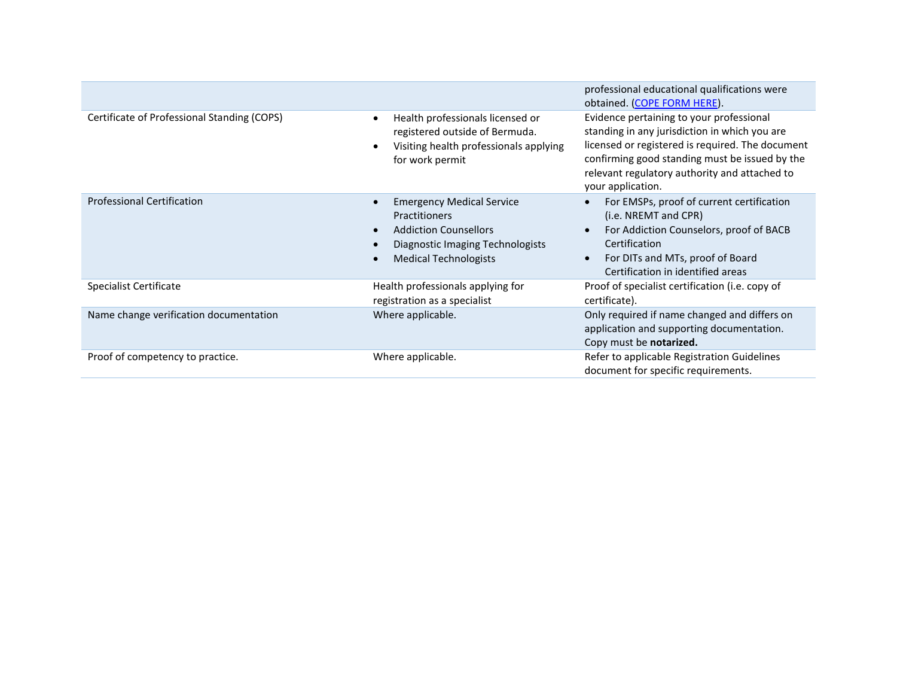| | | |
|---|---|---|
| | | professional educational qualifications were obtained. ([COPE FORM HERE](#)). |
| Certificate of Professional Standing (COPS) | • Health professionals licensed or registered outside of Bermuda.<br>• Visiting health professionals applying for work permit | Evidence pertaining to your professional standing in any jurisdiction in which you are licensed or registered is required. The document confirming good standing must be issued by the relevant regulatory authority and attached to your application. |
| Professional Certification | • Emergency Medical Service Practitioners<br>• Addiction Counsellors<br>• Diagnostic Imaging Technologists<br>• Medical Technologists | • For EMSPs, proof of current certification (i.e. NREMT and CPR)<br>• For Addiction Counselors, proof of BACB Certification<br>• For DITs and MTs, proof of Board Certification in identified areas |
| Specialist Certificate | Health professionals applying for registration as a specialist | Proof of specialist certification (i.e. copy of certificate). |
| Name change verification documentation | Where applicable. | Only required if name changed and differs on application and supporting documentation. Copy must be **notarized.** |
| Proof of competency to practice. | Where applicable. | Refer to applicable Registration Guidelines document for specific requirements. |